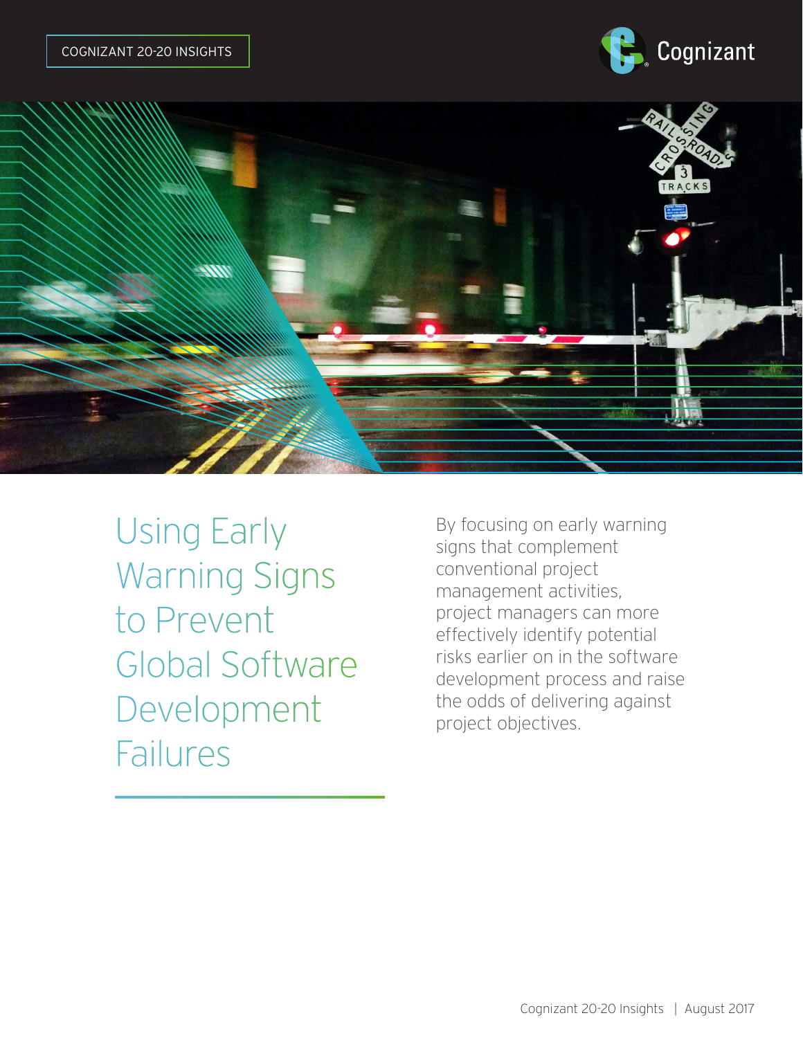COGNIZANT 20-20 INSIGHTS

# Using Early Warning Signs to Prevent Global Software Development Failures

By focusing on early warning signs that complement conventional project management activities, project managers can more effectively identify potential risks earlier on in the software development process and raise the odds of delivering against project objectives.

Cognizant 20-20 Insights | August 2017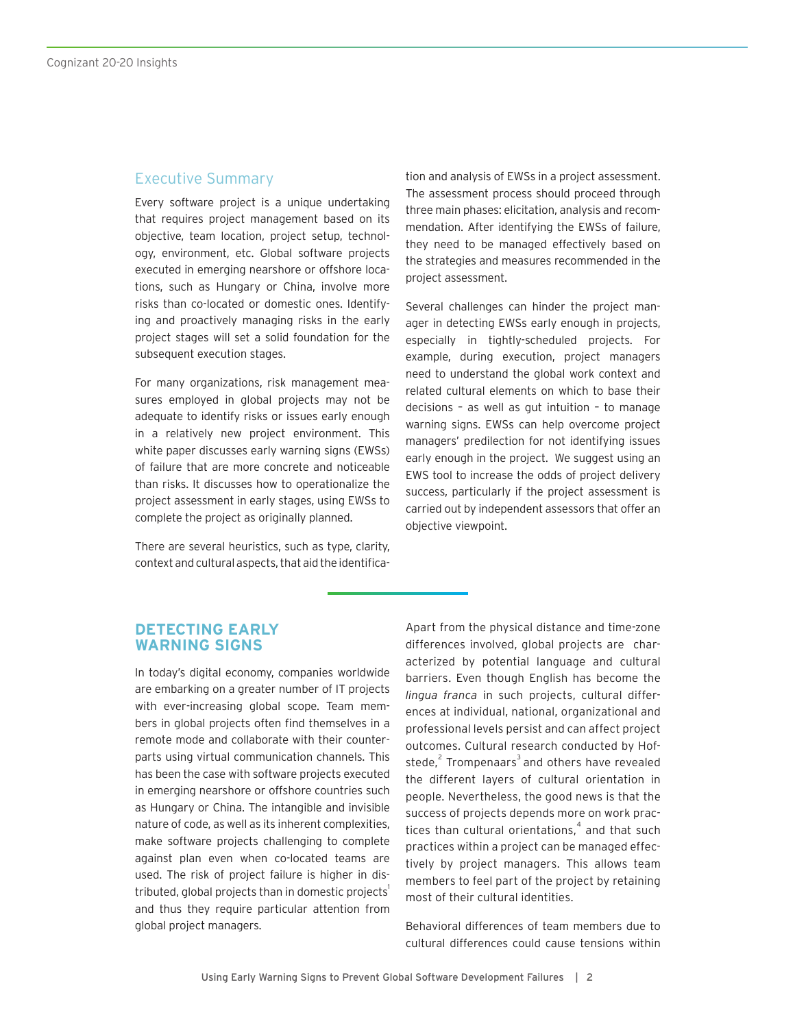## Executive Summary

Every software project is a unique undertaking that requires project management based on its objective, team location, project setup, technology, environment, etc. Global software projects executed in emerging nearshore or offshore locations, such as Hungary or China, involve more risks than co-located or domestic ones. Identifying and proactively managing risks in the early project stages will set a solid foundation for the subsequent execution stages.

For many organizations, risk management measures employed in global projects may not be adequate to identify risks or issues early enough in a relatively new project environment. This white paper discusses early warning signs (EWSs) of failure that are more concrete and noticeable than risks. It discusses how to operationalize the project assessment in early stages, using EWSs to complete the project as originally planned.

There are several heuristics, such as type, clarity, context and cultural aspects, that aid the identification and analysis of EWSs in a project assessment. The assessment process should proceed through three main phases: elicitation, analysis and recommendation. After identifying the EWSs of failure, they need to be managed effectively based on the strategies and measures recommended in the project assessment.

Several challenges can hinder the project manager in detecting EWSs early enough in projects, especially in tightly-scheduled projects. For example, during execution, project managers need to understand the global work context and related cultural elements on which to base their decisions – as well as gut intuition – to manage warning signs. EWSs can help overcome project managers' predilection for not identifying issues early enough in the project. We suggest using an EWS tool to increase the odds of project delivery success, particularly if the project assessment is carried out by independent assessors that offer an objective viewpoint.

## DETECTING EARLY WARNING SIGNS

In today's digital economy, companies worldwide are embarking on a greater number of IT projects with ever-increasing global scope. Team members in global projects often find themselves in a remote mode and collaborate with their counterparts using virtual communication channels. This has been the case with software projects executed in emerging nearshore or offshore countries such as Hungary or China. The intangible and invisible nature of code, as well as its inherent complexities, make software projects challenging to complete against plan even when co-located teams are used. The risk of project failure is higher in distributed, global projects than in domestic projects[1] and thus they require particular attention from global project managers.

Apart from the physical distance and time-zone differences involved, global projects are characterized by potential language and cultural barriers. Even though English has become the *lingua franca* in such projects, cultural differences at individual, national, organizational and professional levels persist and can affect project outcomes. Cultural research conducted by Hofstede,[2] Trompenaars[3] and others have revealed the different layers of cultural orientation in people. Nevertheless, the good news is that the success of projects depends more on work practices than cultural orientations,[4] and that such practices within a project can be managed effectively by project managers. This allows team members to feel part of the project by retaining most of their cultural identities.

Behavioral differences of team members due to cultural differences could cause tensions within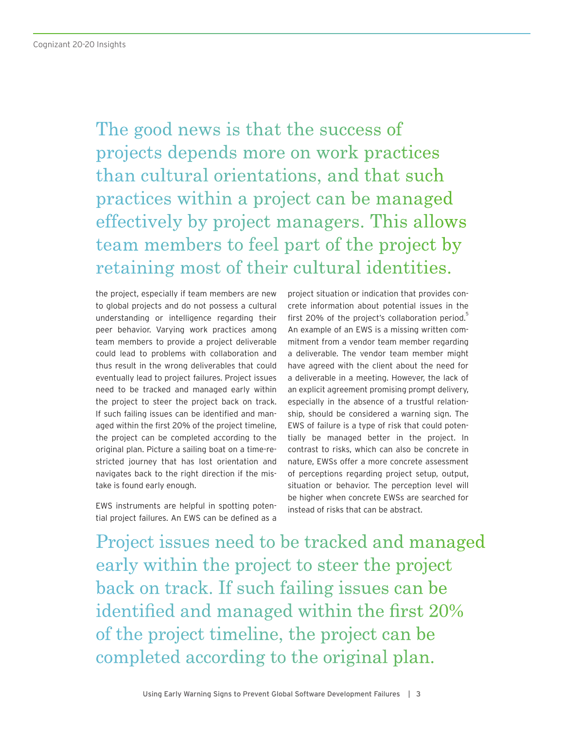> The good news is that the success of projects depends more on work practices than cultural orientations, and that such practices within a project can be managed effectively by project managers. This allows team members to feel part of the project by retaining most of their cultural identities.

the project, especially if team members are new to global projects and do not possess a cultural understanding or intelligence regarding their peer behavior. Varying work practices among team members to provide a project deliverable could lead to problems with collaboration and thus result in the wrong deliverables that could eventually lead to project failures. Project issues need to be tracked and managed early within the project to steer the project back on track. If such failing issues can be identified and managed within the first 20% of the project timeline, the project can be completed according to the original plan. Picture a sailing boat on a time-restricted journey that has lost orientation and navigates back to the right direction if the mistake is found early enough.

EWS instruments are helpful in spotting potential project failures. An EWS can be defined as a project situation or indication that provides concrete information about potential issues in the first 20% of the project's collaboration period.[5] An example of an EWS is a missing written commitment from a vendor team member regarding a deliverable. The vendor team member might have agreed with the client about the need for a deliverable in a meeting. However, the lack of an explicit agreement promising prompt delivery, especially in the absence of a trustful relationship, should be considered a warning sign. The EWS of failure is a type of risk that could potentially be managed better in the project. In contrast to risks, which can also be concrete in nature, EWSs offer a more concrete assessment of perceptions regarding project setup, output, situation or behavior. The perception level will be higher when concrete EWSs are searched for instead of risks that can be abstract.

> Project issues need to be tracked and managed early within the project to steer the project back on track. If such failing issues can be identified and managed within the first 20% of the project timeline, the project can be completed according to the original plan.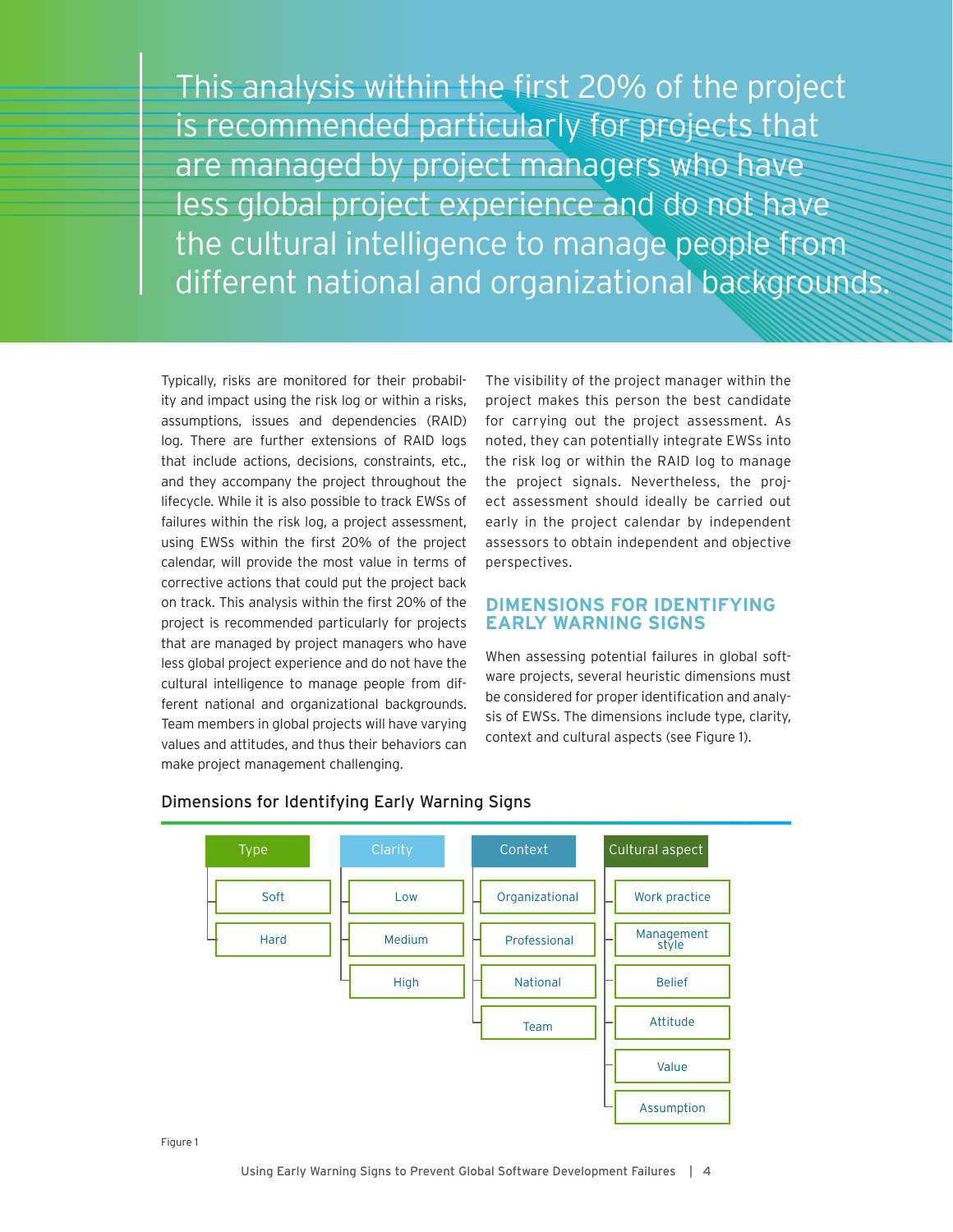> This analysis within the first 20% of the project is recommended particularly for projects that are managed by project managers who have less global project experience and do not have the cultural intelligence to manage people from different national and organizational backgrounds.

Typically, risks are monitored for their probability and impact using the risk log or within a risks, assumptions, issues and dependencies (RAID) log. There are further extensions of RAID logs that include actions, decisions, constraints, etc., and they accompany the project throughout the lifecycle. While it is also possible to track EWSs of failures within the risk log, a project assessment, using EWSs within the first 20% of the project calendar, will provide the most value in terms of corrective actions that could put the project back on track. This analysis within the first 20% of the project is recommended particularly for projects that are managed by project managers who have less global project experience and do not have the cultural intelligence to manage people from different national and organizational backgrounds. Team members in global projects will have varying values and attitudes, and thus their behaviors can make project management challenging.

The visibility of the project manager within the project makes this person the best candidate for carrying out the project assessment. As noted, they can potentially integrate EWSs into the risk log or within the RAID log to manage the project signals. Nevertheless, the project assessment should ideally be carried out early in the project calendar by independent assessors to obtain independent and objective perspectives.

## DIMENSIONS FOR IDENTIFYING EARLY WARNING SIGNS

When assessing potential failures in global software projects, several heuristic dimensions must be considered for proper identification and analysis of EWSs. The dimensions include type, clarity, context and cultural aspects (see Figure 1).

### Dimensions for Identifying Early Warning Signs

| Type | Clarity | Context | Cultural aspect |
|---|---|---|---|
| Soft | Low | Organizational | Work practice |
| Hard | Medium | Professional | Management style |
| | High | National | Belief |
| | | Team | Attitude |
| | | | Value |
| | | | Assumption |

Figure 1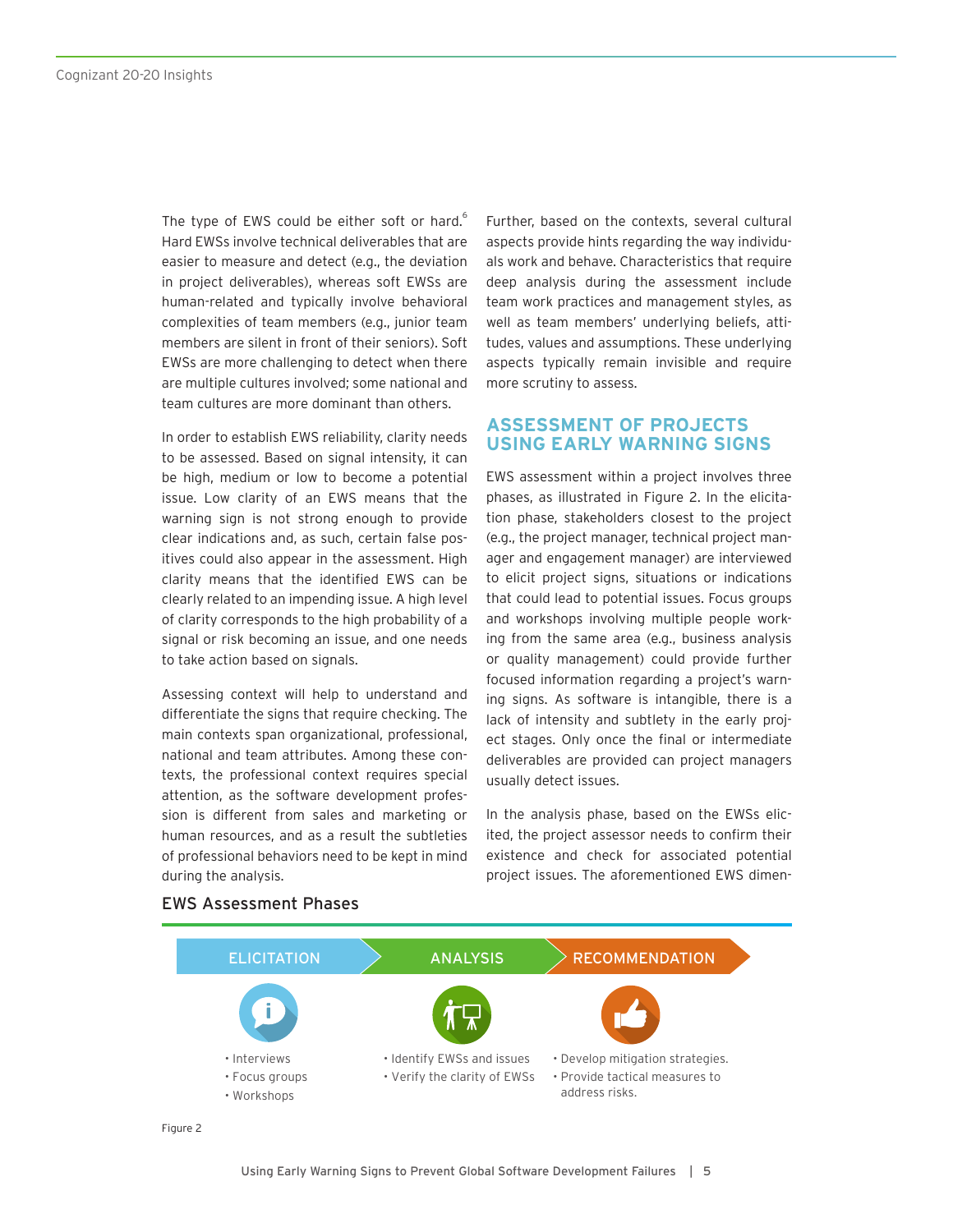The type of EWS could be either soft or hard.[6] Hard EWSs involve technical deliverables that are easier to measure and detect (e.g., the deviation in project deliverables), whereas soft EWSs are human-related and typically involve behavioral complexities of team members (e.g., junior team members are silent in front of their seniors). Soft EWSs are more challenging to detect when there are multiple cultures involved; some national and team cultures are more dominant than others.

In order to establish EWS reliability, clarity needs to be assessed. Based on signal intensity, it can be high, medium or low to become a potential issue. Low clarity of an EWS means that the warning sign is not strong enough to provide clear indications and, as such, certain false positives could also appear in the assessment. High clarity means that the identified EWS can be clearly related to an impending issue. A high level of clarity corresponds to the high probability of a signal or risk becoming an issue, and one needs to take action based on signals.

Assessing context will help to understand and differentiate the signs that require checking. The main contexts span organizational, professional, national and team attributes. Among these contexts, the professional context requires special attention, as the software development profession is different from sales and marketing or human resources, and as a result the subtleties of professional behaviors need to be kept in mind during the analysis.

Further, based on the contexts, several cultural aspects provide hints regarding the way individuals work and behave. Characteristics that require deep analysis during the assessment include team work practices and management styles, as well as team members' underlying beliefs, attitudes, values and assumptions. These underlying aspects typically remain invisible and require more scrutiny to assess.

## ASSESSMENT OF PROJECTS USING EARLY WARNING SIGNS

EWS assessment within a project involves three phases, as illustrated in Figure 2. In the elicitation phase, stakeholders closest to the project (e.g., the project manager, technical project manager and engagement manager) are interviewed to elicit project signs, situations or indications that could lead to potential issues. Focus groups and workshops involving multiple people working from the same area (e.g., business analysis or quality management) could provide further focused information regarding a project's warning signs. As software is intangible, there is a lack of intensity and subtlety in the early project stages. Only once the final or intermediate deliverables are provided can project managers usually detect issues.

In the analysis phase, based on the EWSs elicited, the project assessor needs to confirm their existence and check for associated potential project issues. The aforementioned EWS dimen-

### EWS Assessment Phases

**ELICITATION**
- Interviews
- Focus groups
- Workshops

**ANALYSIS**
- Identify EWSs and issues
- Verify the clarity of EWSs

**RECOMMENDATION**
- Develop mitigation strategies.
- Provide tactical measures to address risks.

Figure 2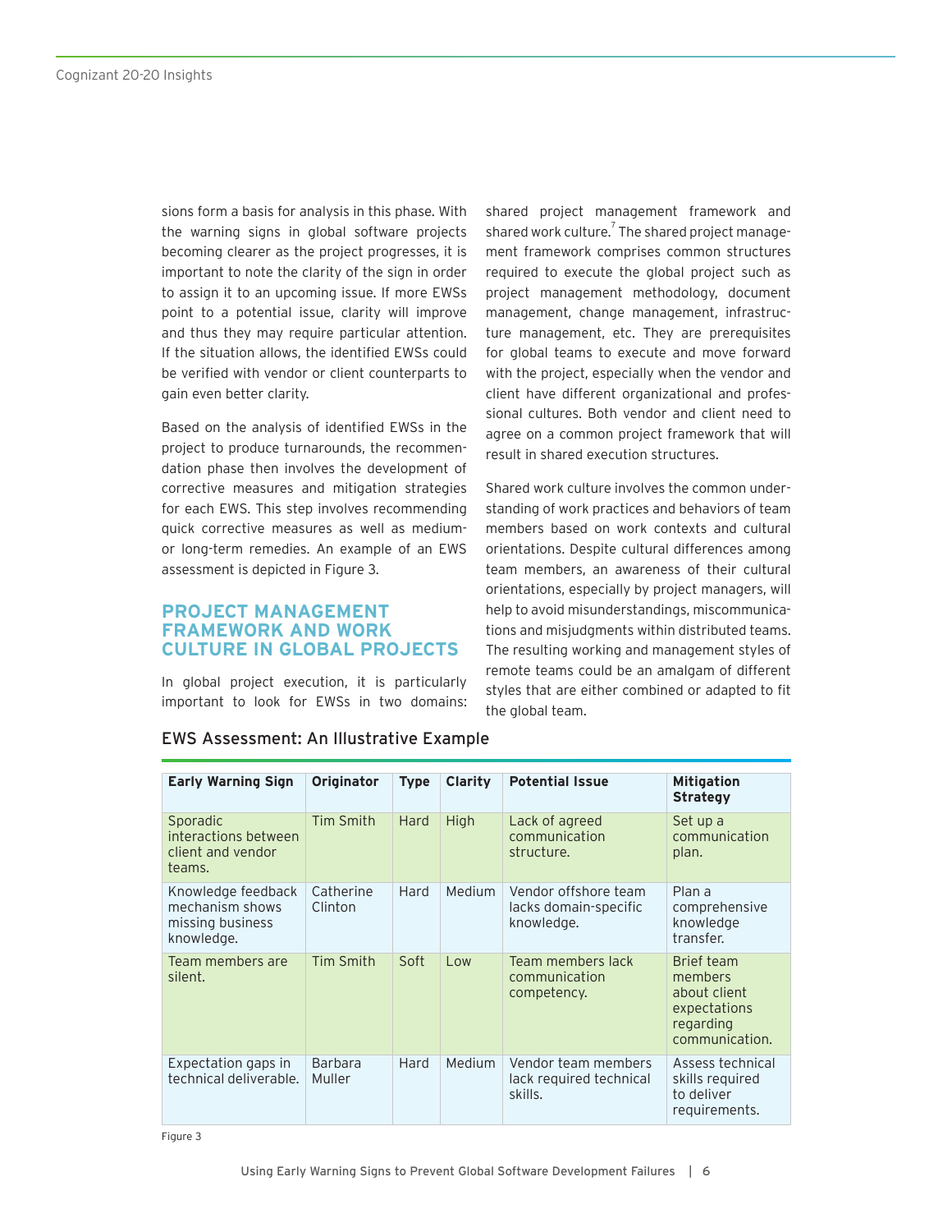sions form a basis for analysis in this phase. With the warning signs in global software projects becoming clearer as the project progresses, it is important to note the clarity of the sign in order to assign it to an upcoming issue. If more EWSs point to a potential issue, clarity will improve and thus they may require particular attention. If the situation allows, the identified EWSs could be verified with vendor or client counterparts to gain even better clarity.

Based on the analysis of identified EWSs in the project to produce turnarounds, the recommendation phase then involves the development of corrective measures and mitigation strategies for each EWS. This step involves recommending quick corrective measures as well as medium- or long-term remedies. An example of an EWS assessment is depicted in Figure 3.

## PROJECT MANAGEMENT FRAMEWORK AND WORK CULTURE IN GLOBAL PROJECTS

In global project execution, it is particularly important to look for EWSs in two domains: shared project management framework and shared work culture.[7] The shared project management framework comprises common structures required to execute the global project such as project management methodology, document management, change management, infrastructure management, etc. They are prerequisites for global teams to execute and move forward with the project, especially when the vendor and client have different organizational and professional cultures. Both vendor and client need to agree on a common project framework that will result in shared execution structures.

Shared work culture involves the common understanding of work practices and behaviors of team members based on work contexts and cultural orientations. Despite cultural differences among team members, an awareness of their cultural orientations, especially by project managers, will help to avoid misunderstandings, miscommunications and misjudgments within distributed teams. The resulting working and management styles of remote teams could be an amalgam of different styles that are either combined or adapted to fit the global team.

### EWS Assessment: An Illustrative Example

| Early Warning Sign | Originator | Type | Clarity | Potential Issue | Mitigation Strategy |
|---|---|---|---|---|---|
| Sporadic interactions between client and vendor teams. | Tim Smith | Hard | High | Lack of agreed communication structure. | Set up a communication plan. |
| Knowledge feedback mechanism shows missing business knowledge. | Catherine Clinton | Hard | Medium | Vendor offshore team lacks domain-specific knowledge. | Plan a comprehensive knowledge transfer. |
| Team members are silent. | Tim Smith | Soft | Low | Team members lack communication competency. | Brief team members about client expectations regarding communication. |
| Expectation gaps in technical deliverable. | Barbara Muller | Hard | Medium | Vendor team members lack required technical skills. | Assess technical skills required to deliver requirements. |

Figure 3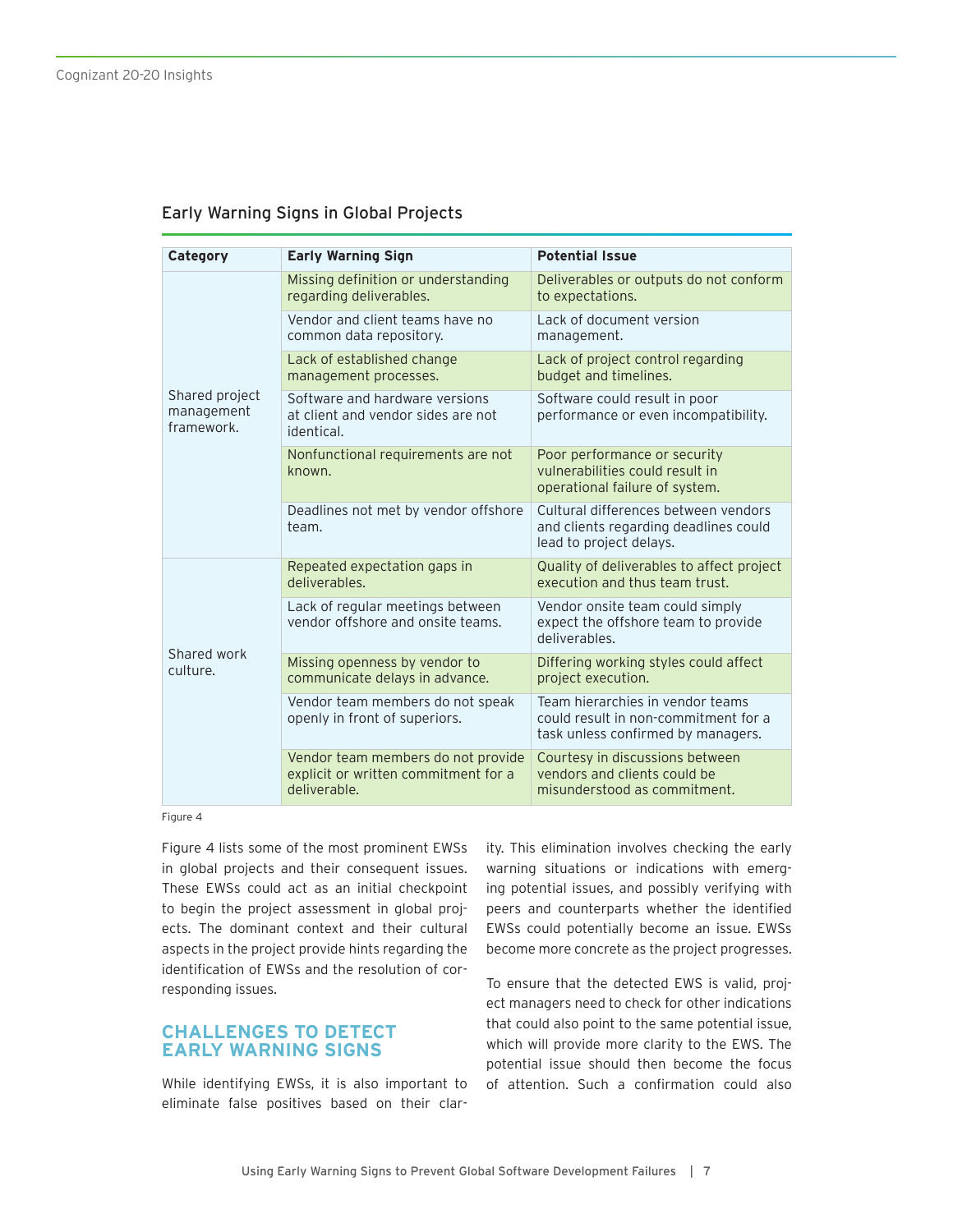### Early Warning Signs in Global Projects

| Category | Early Warning Sign | Potential Issue |
|---|---|---|
| Shared project management framework. | Missing definition or understanding regarding deliverables. | Deliverables or outputs do not conform to expectations. |
| | Vendor and client teams have no common data repository. | Lack of document version management. |
| | Lack of established change management processes. | Lack of project control regarding budget and timelines. |
| | Software and hardware versions at client and vendor sides are not identical. | Software could result in poor performance or even incompatibility. |
| | Nonfunctional requirements are not known. | Poor performance or security vulnerabilities could result in operational failure of system. |
| | Deadlines not met by vendor offshore team. | Cultural differences between vendors and clients regarding deadlines could lead to project delays. |
| Shared work culture. | Repeated expectation gaps in deliverables. | Quality of deliverables to affect project execution and thus team trust. |
| | Lack of regular meetings between vendor offshore and onsite teams. | Vendor onsite team could simply expect the offshore team to provide deliverables. |
| | Missing openness by vendor to communicate delays in advance. | Differing working styles could affect project execution. |
| | Vendor team members do not speak openly in front of superiors. | Team hierarchies in vendor teams could result in non-commitment for a task unless confirmed by managers. |
| | Vendor team members do not provide explicit or written commitment for a deliverable. | Courtesy in discussions between vendors and clients could be misunderstood as commitment. |

Figure 4

Figure 4 lists some of the most prominent EWSs in global projects and their consequent issues. These EWSs could act as an initial checkpoint to begin the project assessment in global projects. The dominant context and their cultural aspects in the project provide hints regarding the identification of EWSs and the resolution of corresponding issues.

## CHALLENGES TO DETECT EARLY WARNING SIGNS

While identifying EWSs, it is also important to eliminate false positives based on their clarity. This elimination involves checking the early warning situations or indications with emerging potential issues, and possibly verifying with peers and counterparts whether the identified EWSs could potentially become an issue. EWSs become more concrete as the project progresses.

To ensure that the detected EWS is valid, project managers need to check for other indications that could also point to the same potential issue, which will provide more clarity to the EWS. The potential issue should then become the focus of attention. Such a confirmation could also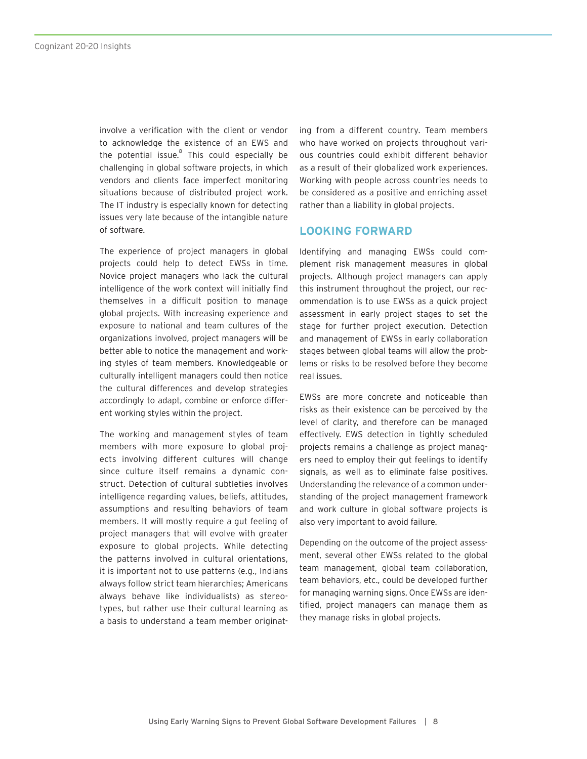involve a verification with the client or vendor to acknowledge the existence of an EWS and the potential issue.[8] This could especially be challenging in global software projects, in which vendors and clients face imperfect monitoring situations because of distributed project work. The IT industry is especially known for detecting issues very late because of the intangible nature of software.

The experience of project managers in global projects could help to detect EWSs in time. Novice project managers who lack the cultural intelligence of the work context will initially find themselves in a difficult position to manage global projects. With increasing experience and exposure to national and team cultures of the organizations involved, project managers will be better able to notice the management and working styles of team members. Knowledgeable or culturally intelligent managers could then notice the cultural differences and develop strategies accordingly to adapt, combine or enforce different working styles within the project.

The working and management styles of team members with more exposure to global projects involving different cultures will change since culture itself remains a dynamic construct. Detection of cultural subtleties involves intelligence regarding values, beliefs, attitudes, assumptions and resulting behaviors of team members. It will mostly require a gut feeling of project managers that will evolve with greater exposure to global projects. While detecting the patterns involved in cultural orientations, it is important not to use patterns (e.g., Indians always follow strict team hierarchies; Americans always behave like individualists) as stereotypes, but rather use their cultural learning as a basis to understand a team member originating from a different country. Team members who have worked on projects throughout various countries could exhibit different behavior as a result of their globalized work experiences. Working with people across countries needs to be considered as a positive and enriching asset rather than a liability in global projects.

## LOOKING FORWARD

Identifying and managing EWSs could complement risk management measures in global projects. Although project managers can apply this instrument throughout the project, our recommendation is to use EWSs as a quick project assessment in early project stages to set the stage for further project execution. Detection and management of EWSs in early collaboration stages between global teams will allow the problems or risks to be resolved before they become real issues.

EWSs are more concrete and noticeable than risks as their existence can be perceived by the level of clarity, and therefore can be managed effectively. EWS detection in tightly scheduled projects remains a challenge as project managers need to employ their gut feelings to identify signals, as well as to eliminate false positives. Understanding the relevance of a common understanding of the project management framework and work culture in global software projects is also very important to avoid failure.

Depending on the outcome of the project assessment, several other EWSs related to the global team management, global team collaboration, team behaviors, etc., could be developed further for managing warning signs. Once EWSs are identified, project managers can manage them as they manage risks in global projects.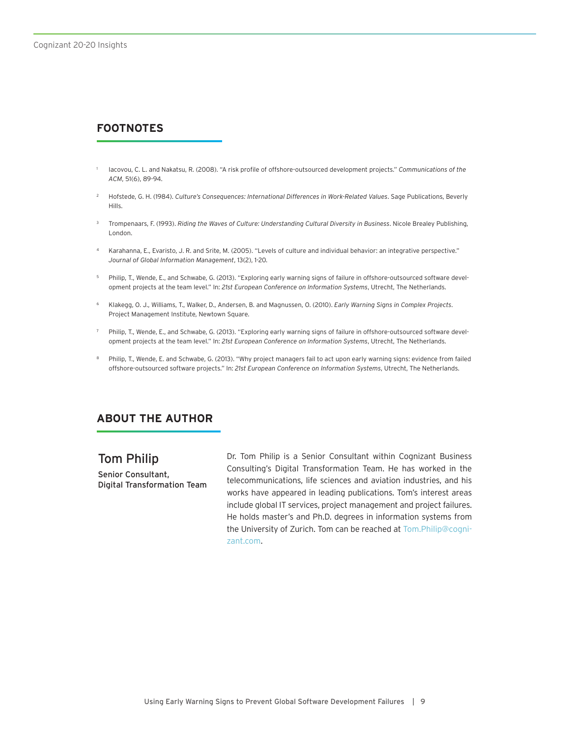## FOOTNOTES

[1] Iacovou, C. L. and Nakatsu, R. (2008). "A risk profile of offshore-outsourced development projects." *Communications of the ACM*, 51(6), 89-94.

[2] Hofstede, G. H. (1984). *Culture's Consequences: International Differences in Work-Related Values*. Sage Publications, Beverly Hills.

[3] Trompenaars, F. (1993). *Riding the Waves of Culture: Understanding Cultural Diversity in Business*. Nicole Brealey Publishing, London.

[4] Karahanna, E., Evaristo, J. R. and Srite, M. (2005). "Levels of culture and individual behavior: an integrative perspective." *Journal of Global Information Management*, 13(2), 1-20.

[5] Philip, T., Wende, E., and Schwabe, G. (2013). "Exploring early warning signs of failure in offshore-outsourced software development projects at the team level." In: *21st European Conference on Information Systems*, Utrecht, The Netherlands.

[6] Klakegg, O. J., Williams, T., Walker, D., Andersen, B. and Magnussen, O. (2010). *Early Warning Signs in Complex Projects*. Project Management Institute, Newtown Square.

[7] Philip, T., Wende, E., and Schwabe, G. (2013). "Exploring early warning signs of failure in offshore-outsourced software development projects at the team level." In: *21st European Conference on Information Systems*, Utrecht, The Netherlands.

[8] Philip, T., Wende, E. and Schwabe, G. (2013). "Why project managers fail to act upon early warning signs: evidence from failed offshore-outsourced software projects." In: *21st European Conference on Information Systems*, Utrecht, The Netherlands.

## ABOUT THE AUTHOR

### Tom Philip

Senior Consultant, Digital Transformation Team

Dr. Tom Philip is a Senior Consultant within Cognizant Business Consulting's Digital Transformation Team. He has worked in the telecommunications, life sciences and aviation industries, and his works have appeared in leading publications. Tom's interest areas include global IT services, project management and project failures. He holds master's and Ph.D. degrees in information systems from the University of Zurich. Tom can be reached at Tom.Philip@cognizant.com.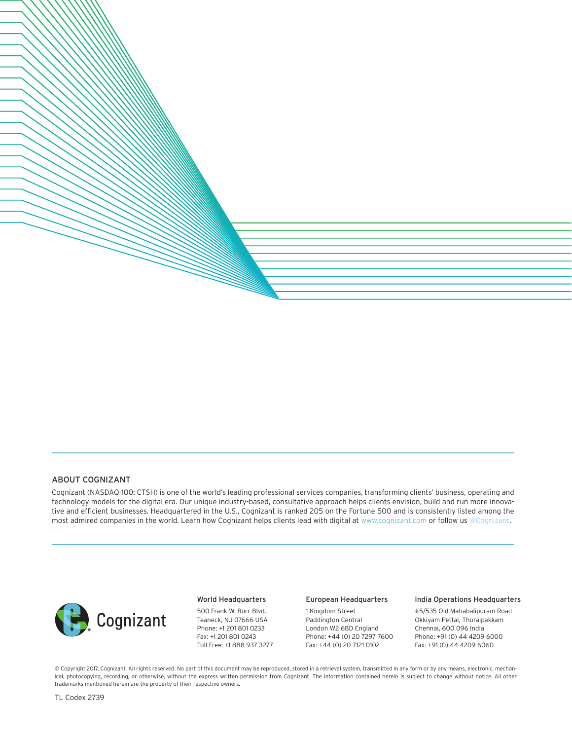## ABOUT COGNIZANT

Cognizant (NASDAQ-100: CTSH) is one of the world's leading professional services companies, transforming clients' business, operating and technology models for the digital era. Our unique industry-based, consultative approach helps clients envision, build and run more innovative and efficient businesses. Headquartered in the U.S., Cognizant is ranked 205 on the Fortune 500 and is consistently listed among the most admired companies in the world. Learn how Cognizant helps clients lead with digital at www.cognizant.com or follow us @Cognizant.

Cognizant

**World Headquarters**
500 Frank W. Burr Blvd.
Teaneck, NJ 07666 USA
Phone: +1 201 801 0233
Fax: +1 201 801 0243
Toll Free: +1 888 937 3277

**European Headquarters**
1 Kingdom Street
Paddington Central
London W2 6BD England
Phone: +44 (0) 20 7297 7600
Fax: +44 (0) 20 7121 0102

**India Operations Headquarters**
#5/535 Old Mahabalipuram Road
Okkiyam Pettai, Thoraipakkam
Chennai, 600 096 India
Phone: +91 (0) 44 4209 6000
Fax: +91 (0) 44 4209 6060

© Copyright 2017, Cognizant. All rights reserved. No part of this document may be reproduced, stored in a retrieval system, transmitted in any form or by any means, electronic, mechanical, photocopying, recording, or otherwise, without the express written permission from Cognizant. The information contained herein is subject to change without notice. All other trademarks mentioned herein are the property of their respective owners.

TL Codex 2739